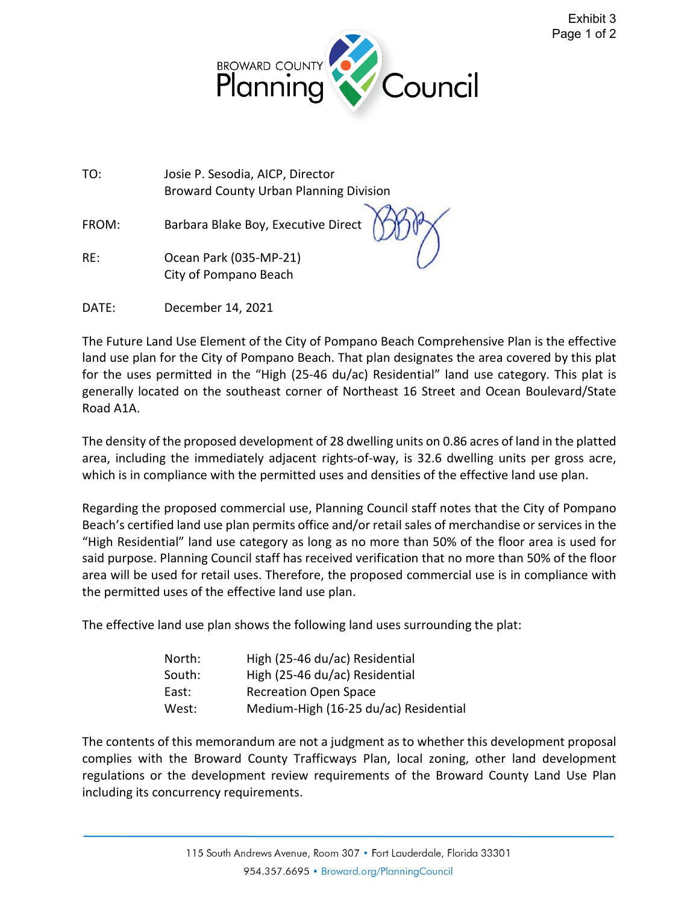Exhibit 3

BROWARD COUNTY Planning Council

TO: Josie P. Sesodia, AICP, Director
Broward County Urban Planning Division

FROM: Barbara Blake Boy, Executive Direct

RE: Ocean Park (035-MP-21)
City of Pompano Beach

DATE: December 14, 2021

The Future Land Use Element of the City of Pompano Beach Comprehensive Plan is the effective land use plan for the City of Pompano Beach. That plan designates the area covered by this plat for the uses permitted in the "High (25-46 du/ac) Residential" land use category. This plat is generally located on the southeast corner of Northeast 16 Street and Ocean Boulevard/State Road A1A.

The density of the proposed development of 28 dwelling units on 0.86 acres of land in the platted area, including the immediately adjacent rights-of-way, is 32.6 dwelling units per gross acre, which is in compliance with the permitted uses and densities of the effective land use plan.

Regarding the proposed commercial use, Planning Council staff notes that the City of Pompano Beach's certified land use plan permits office and/or retail sales of merchandise or services in the "High Residential" land use category as long as no more than 50% of the floor area is used for said purpose. Planning Council staff has received verification that no more than 50% of the floor area will be used for retail uses. Therefore, the proposed commercial use is in compliance with the permitted uses of the effective land use plan.

The effective land use plan shows the following land uses surrounding the plat:

| | |
|---|---|
| North: | High (25-46 du/ac) Residential |
| South: | High (25-46 du/ac) Residential |
| East: | Recreation Open Space |
| West: | Medium-High (16-25 du/ac) Residential |

The contents of this memorandum are not a judgment as to whether this development proposal complies with the Broward County Trafficways Plan, local zoning, other land development regulations or the development review requirements of the Broward County Land Use Plan including its concurrency requirements.

115 South Andrews Avenue, Room 307 • Fort Lauderdale, Florida 33301
954.357.6695 • Broward.org/PlanningCouncil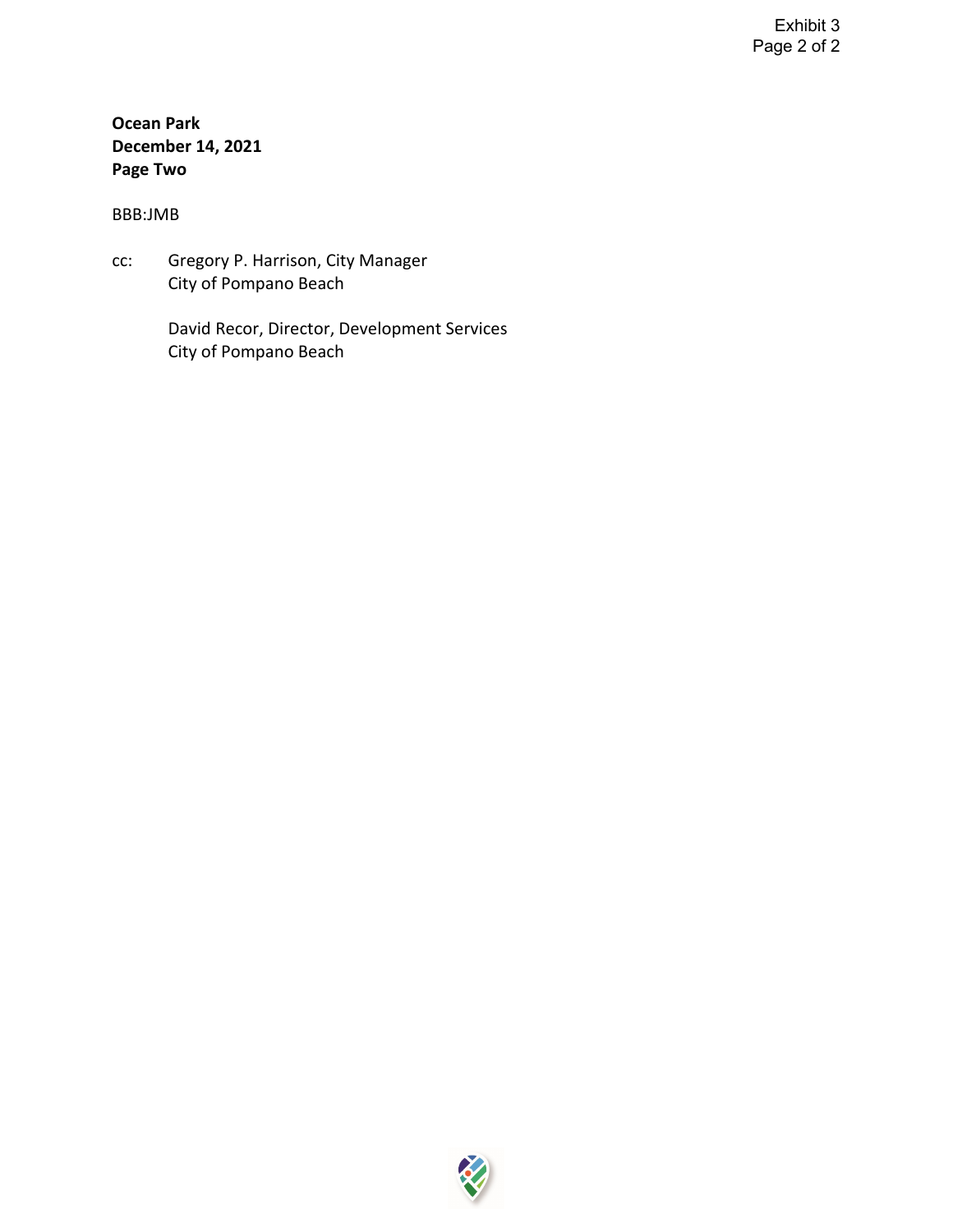**Ocean Park**
**December 14, 2021**
**Page Two**

BBB:JMB

cc: Gregory P. Harrison, City Manager
City of Pompano Beach

David Recor, Director, Development Services
City of Pompano Beach